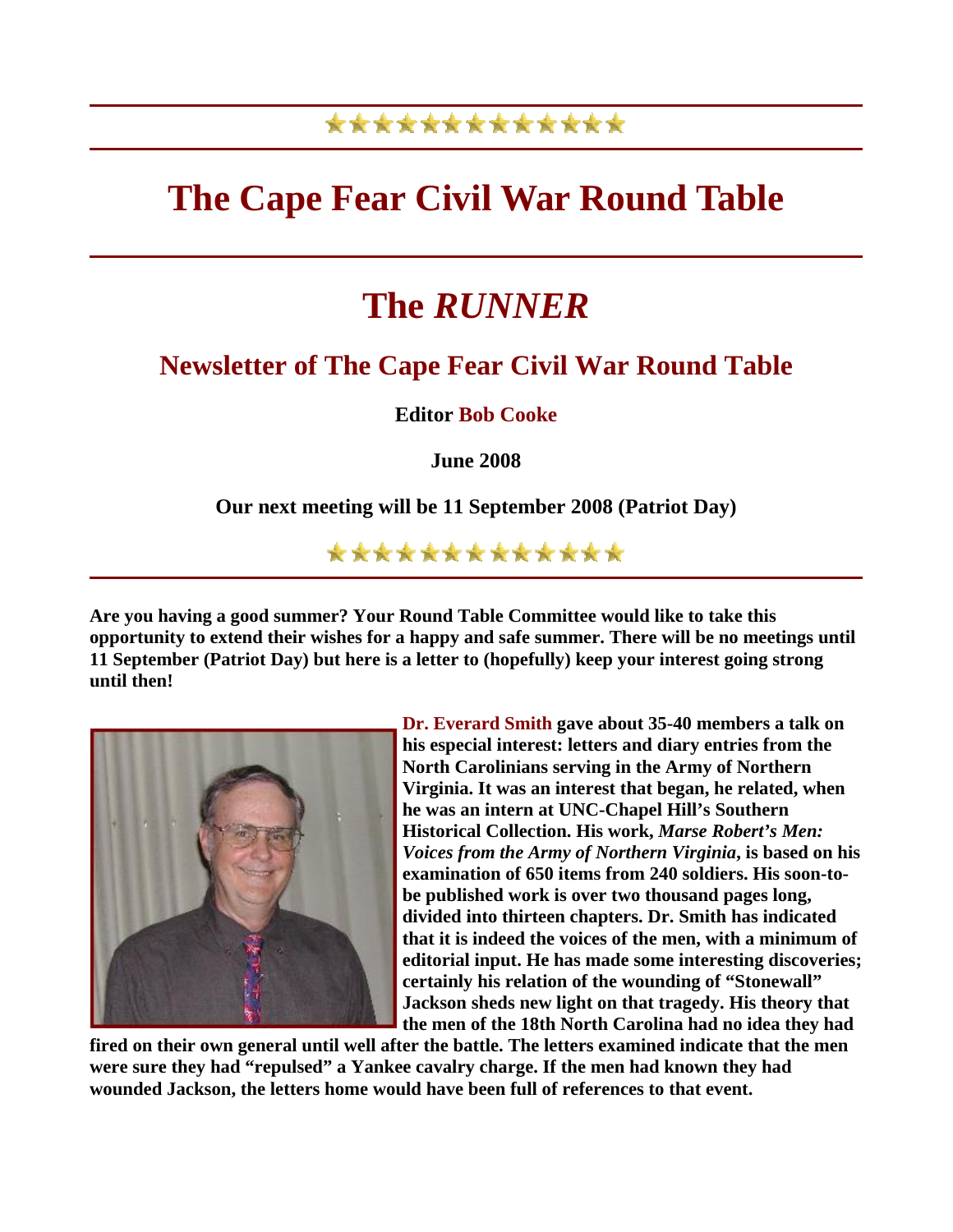# The Cape Fear Civil War Round Table

# The *RUNNER*

## Newsletter of The Cape Fear Civil War Round Table

**Editor Bob Cooke**

**June 2008**

**Our next meeting will be 11 September 2008 (Patriot Day)**

**Are you having a good summer? Your Round Table Committee would like to take this opportunity to extend their wishes for a happy and safe summer. There will be no meetings until 11 September (Patriot Day) but here is a letter to (hopefully) keep your interest going strong until then!**

**Dr. Everard Smith gave about 35-40 members a talk on his especial interest: letters and diary entries from the North Carolinians serving in the Army of Northern Virginia. It was an interest that began, he related, when he was an intern at UNC-Chapel Hill's Southern Historical Collection. His work, *Marse Robert's Men: Voices from the Army of Northern Virginia*, is based on his examination of 650 items from 240 soldiers. His soon-to-be published work is over two thousand pages long, divided into thirteen chapters. Dr. Smith has indicated that it is indeed the voices of the men, with a minimum of editorial input. He has made some interesting discoveries; certainly his relation of the wounding of "Stonewall" Jackson sheds new light on that tragedy. His theory that the men of the 18th North Carolina had no idea they had fired on their own general until well after the battle. The letters examined indicate that the men were sure they had "repulsed" a Yankee cavalry charge. If the men had known they had wounded Jackson, the letters home would have been full of references to that event.**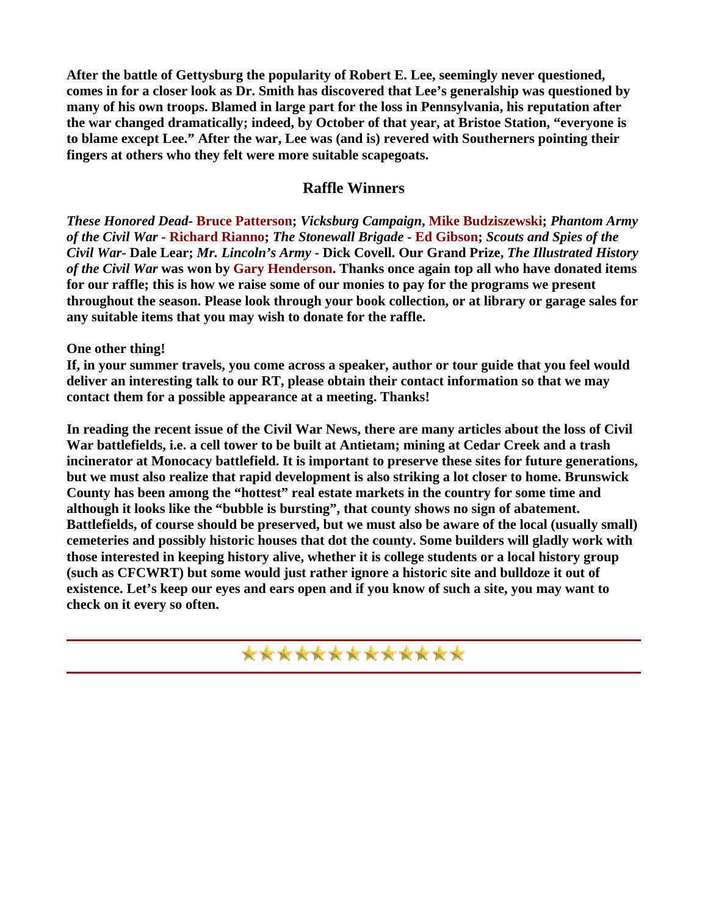**After the battle of Gettysburg the popularity of Robert E. Lee, seemingly never questioned, comes in for a closer look as Dr. Smith has discovered that Lee's generalship was questioned by many of his own troops. Blamed in large part for the loss in Pennsylvania, his reputation after the war changed dramatically; indeed, by October of that year, at Bristoe Station, "everyone is to blame except Lee." After the war, Lee was (and is) revered with Southerners pointing their fingers at others who they felt were more suitable scapegoats.**

## Raffle Winners

***These Honored Dead*- Bruce Patterson; *Vicksburg Campaign*, Mike Budziszewski; *Phantom Army of the Civil War* - Richard Rianno; *The Stonewall Brigade* - Ed Gibson; *Scouts and Spies of the Civil War*- Dale Lear; *Mr. Lincoln's Army* - Dick Covell. Our Grand Prize, *The Illustrated History of the Civil War* was won by Gary Henderson. Thanks once again top all who have donated items for our raffle; this is how we raise some of our monies to pay for the programs we present throughout the season. Please look through your book collection, or at library or garage sales for any suitable items that you may wish to donate for the raffle.**

**One other thing!**
**If, in your summer travels, you come across a speaker, author or tour guide that you feel would deliver an interesting talk to our RT, please obtain their contact information so that we may contact them for a possible appearance at a meeting. Thanks!**

**In reading the recent issue of the Civil War News, there are many articles about the loss of Civil War battlefields, i.e. a cell tower to be built at Antietam; mining at Cedar Creek and a trash incinerator at Monocacy battlefield. It is important to preserve these sites for future generations, but we must also realize that rapid development is also striking a lot closer to home. Brunswick County has been among the "hottest" real estate markets in the country for some time and although it looks like the "bubble is bursting", that county shows no sign of abatement. Battlefields, of course should be preserved, but we must also be aware of the local (usually small) cemeteries and possibly historic houses that dot the county. Some builders will gladly work with those interested in keeping history alive, whether it is college students or a local history group (such as CFCWRT) but some would just rather ignore a historic site and bulldoze it out of existence. Let's keep our eyes and ears open and if you know of such a site, you may want to check on it every so often.**